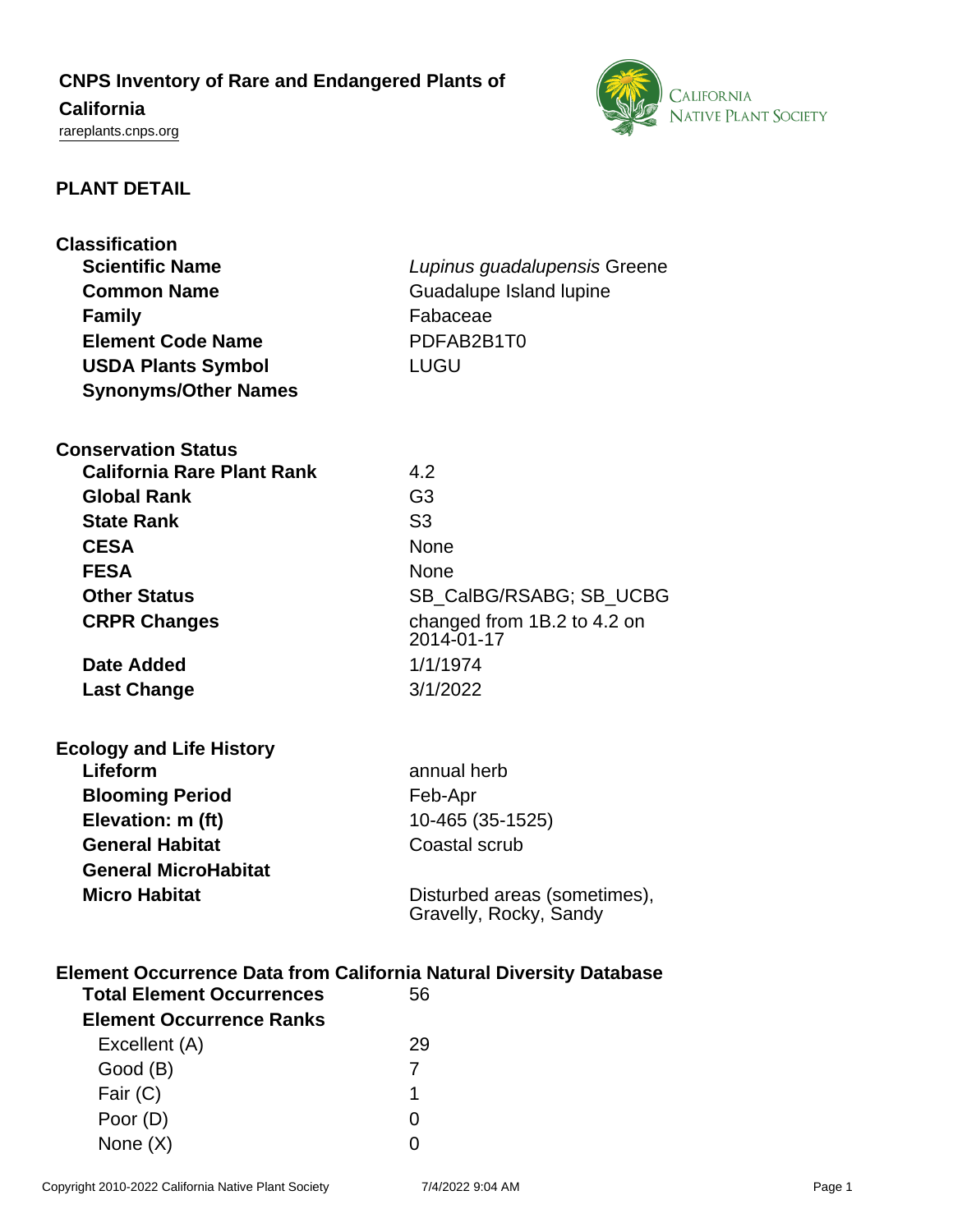# CNPS Inventory of Rare and Endangered Plants of California

rareplants.cnps.org

## PLANT DETAIL

### Classification

| | |
|---|---|
| **Scientific Name** | *Lupinus guadalupensis* Greene |
| **Common Name** | Guadalupe Island lupine |
| **Family** | Fabaceae |
| **Element Code Name** | PDFAB2B1T0 |
| **USDA Plants Symbol** | LUGU |
| **Synonyms/Other Names** | |

### Conservation Status

| | |
|---|---|
| **California Rare Plant Rank** | 4.2 |
| **Global Rank** | G3 |
| **State Rank** | S3 |
| **CESA** | None |
| **FESA** | None |
| **Other Status** | SB_CalBG/RSABG; SB_UCBG |
| **CRPR Changes** | changed from 1B.2 to 4.2 on 2014-01-17 |
| **Date Added** | 1/1/1974 |
| **Last Change** | 3/1/2022 |

### Ecology and Life History

| | |
|---|---|
| **Lifeform** | annual herb |
| **Blooming Period** | Feb-Apr |
| **Elevation: m (ft)** | 10-465 (35-1525) |
| **General Habitat** | Coastal scrub |
| **General MicroHabitat** | |
| **Micro Habitat** | Disturbed areas (sometimes), Gravelly, Rocky, Sandy |

### Element Occurrence Data from California Natural Diversity Database

| | |
|---|---|
| **Total Element Occurrences** | 56 |
| **Element Occurrence Ranks** | |
| Excellent (A) | 29 |
| Good (B) | 7 |
| Fair (C) | 1 |
| Poor (D) | 0 |
| None (X) | 0 |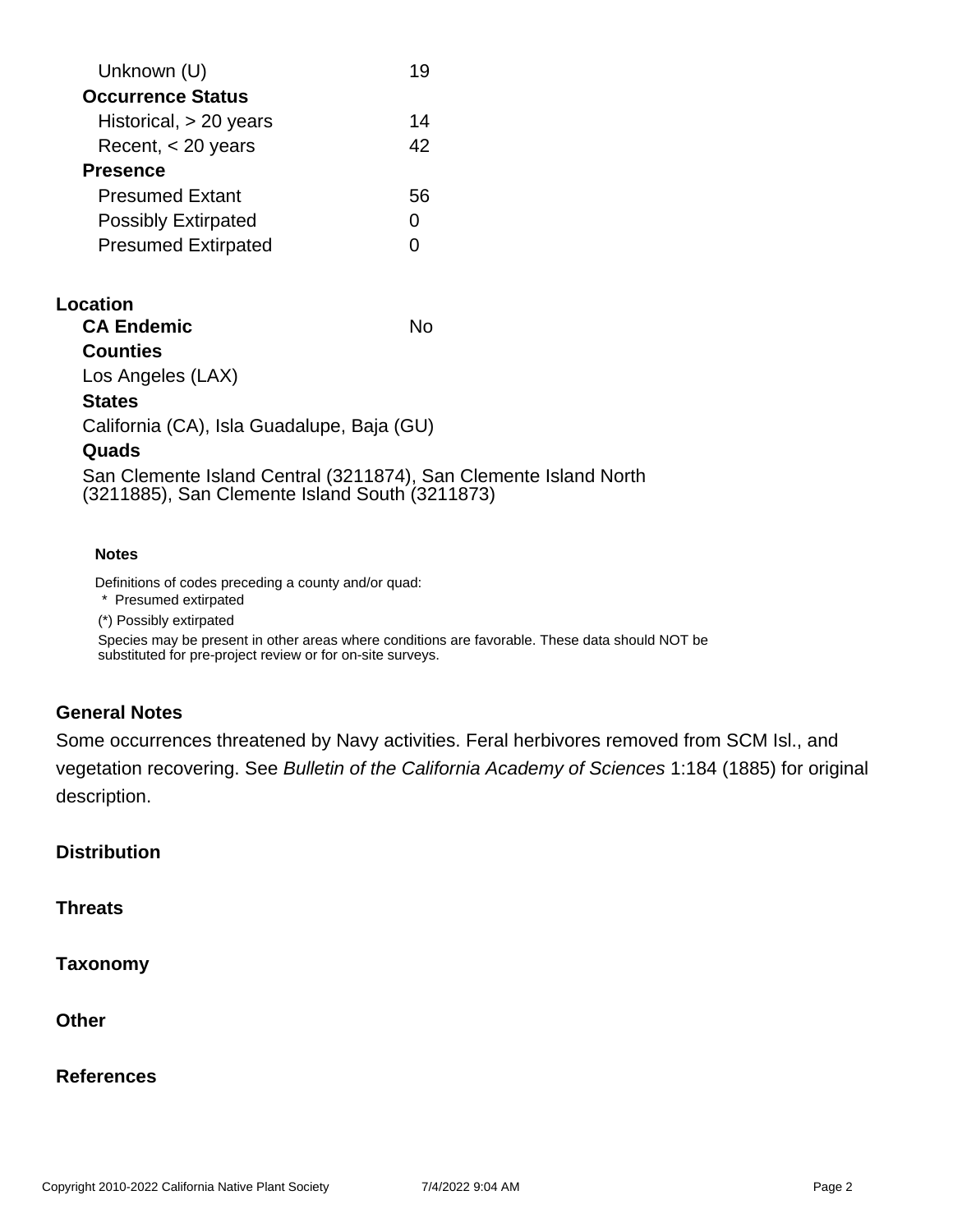| | |
|---|---|
| Unknown (U) | 19 |
| **Occurrence Status** | |
| Historical, > 20 years | 14 |
| Recent, < 20 years | 42 |
| **Presence** | |
| Presumed Extant | 56 |
| Possibly Extirpated | 0 |
| Presumed Extirpated | 0 |

## Location

**CA Endemic** No

**Counties**

Los Angeles (LAX)

**States**

California (CA), Isla Guadalupe, Baja (GU)

**Quads**

San Clemente Island Central (3211874), San Clemente Island North (3211885), San Clemente Island South (3211873)

**Notes**

Definitions of codes preceding a county and/or quad:

\* Presumed extirpated

(*) Possibly extirpated

Species may be present in other areas where conditions are favorable. These data should NOT be substituted for pre-project review or for on-site surveys.

## General Notes

Some occurrences threatened by Navy activities. Feral herbivores removed from SCM Isl., and vegetation recovering. See *Bulletin of the California Academy of Sciences* 1:184 (1885) for original description.

## Distribution

## Threats

## Taxonomy

## Other

## References